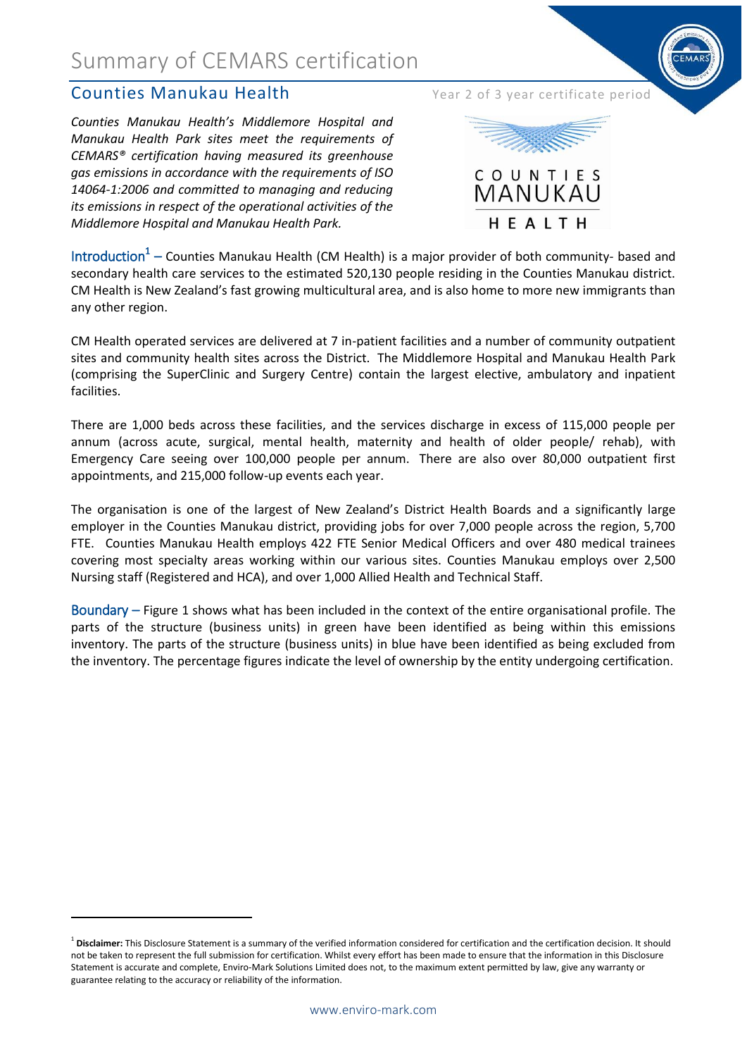# Summary of CEMARS certification

## Counties Manukau Health

Year 2 of 3 year certificate period

*Counties Manukau Health's Middlemore Hospital and Manukau Health Park sites meet the requirements of CEMARS® certification having measured its greenhouse gas emissions in accordance with the requirements of ISO 14064-1:2006 and committed to managing and reducing its emissions in respect of the operational activities of the Middlemore Hospital and Manukau Health Park.*

COUNTIES MANUKAU HEALTH

Introduction[1] – Counties Manukau Health (CM Health) is a major provider of both community- based and secondary health care services to the estimated 520,130 people residing in the Counties Manukau district. CM Health is New Zealand's fast growing multicultural area, and is also home to more new immigrants than any other region.

CM Health operated services are delivered at 7 in-patient facilities and a number of community outpatient sites and community health sites across the District. The Middlemore Hospital and Manukau Health Park (comprising the SuperClinic and Surgery Centre) contain the largest elective, ambulatory and inpatient facilities.

There are 1,000 beds across these facilities, and the services discharge in excess of 115,000 people per annum (across acute, surgical, mental health, maternity and health of older people/ rehab), with Emergency Care seeing over 100,000 people per annum. There are also over 80,000 outpatient first appointments, and 215,000 follow-up events each year.

The organisation is one of the largest of New Zealand's District Health Boards and a significantly large employer in the Counties Manukau district, providing jobs for over 7,000 people across the region, 5,700 FTE. Counties Manukau Health employs 422 FTE Senior Medical Officers and over 480 medical trainees covering most specialty areas working within our various sites. Counties Manukau employs over 2,500 Nursing staff (Registered and HCA), and over 1,000 Allied Health and Technical Staff.

Boundary – Figure 1 shows what has been included in the context of the entire organisational profile. The parts of the structure (business units) in green have been identified as being within this emissions inventory. The parts of the structure (business units) in blue have been identified as being excluded from the inventory. The percentage figures indicate the level of ownership by the entity undergoing certification.

[1] **Disclaimer:** This Disclosure Statement is a summary of the verified information considered for certification and the certification decision. It should not be taken to represent the full submission for certification. Whilst every effort has been made to ensure that the information in this Disclosure Statement is accurate and complete, Enviro-Mark Solutions Limited does not, to the maximum extent permitted by law, give any warranty or guarantee relating to the accuracy or reliability of the information.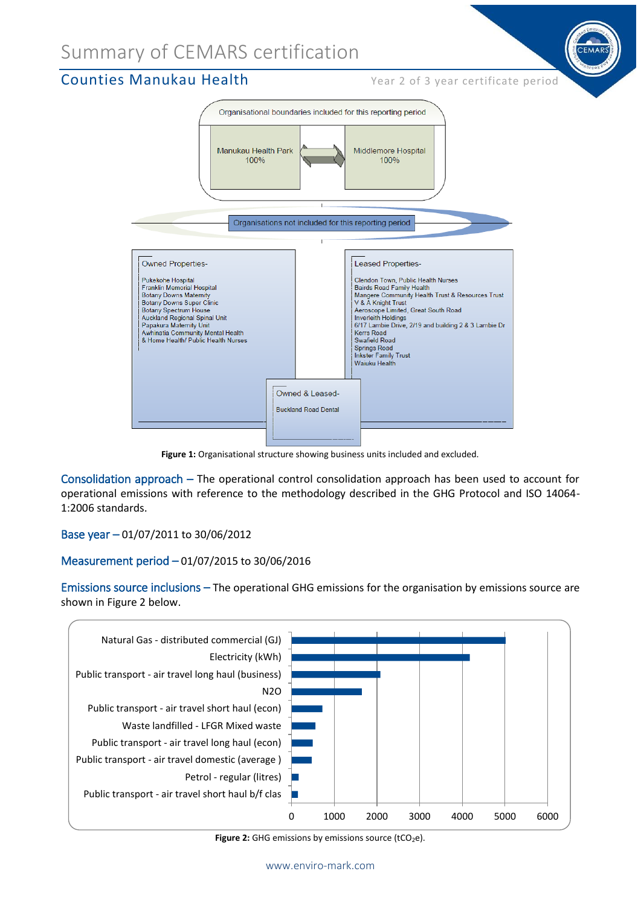# Summary of CEMARS certification

## Counties Manukau Health

Year 2 of 3 year certificate period

Organisational boundaries included for this reporting period

Manukau Health Park 100%

Middlemore Hospital 100%

Organisations not included for this reporting period

Owned Properties-

Pukekohe Hospital
Franklin Memorial Hospital
Botany Downs Maternity
Botany Downs Super Clinic
Botany Spectrum House
Auckland Regional Spinal Unit
Papakura Maternity Unit
Awhinatia Community Mental Health
& Home Health/ Public Health Nurses

Leased Properties-

Clendon Town, Public Health Nurses
Bairds Road Family Health
Mangere Community Health Trust & Resources Trust
V & A Knight Trust
Aeroscope Limited, Great South Road
Inverleith Holdings
6/17 Lambie Drive, 2/19 and building 2 & 3 Lambie Dr
Kerrs Road
Swafield Road
Springs Road
Inkster Family Trust
Waiuku Health

Owned & Leased-

Buckland Road Dental

**Figure 1:** Organisational structure showing business units included and excluded.

**Consolidation approach –** The operational control consolidation approach has been used to account for operational emissions with reference to the methodology described in the GHG Protocol and ISO 14064-1:2006 standards.

**Base year –** 01/07/2011 to 30/06/2012

**Measurement period –** 01/07/2015 to 30/06/2016

**Emissions source inclusions –** The operational GHG emissions for the organisation by emissions source are shown in Figure 2 below.

Natural Gas - distributed commercial (GJ)
Electricity (kWh)
Public transport - air travel long haul (business)
N2O
Public transport - air travel short haul (econ)
Waste landfilled - LFGR Mixed waste
Public transport - air travel long haul (econ)
Public transport - air travel domestic (average )
Petrol - regular (litres)
Public transport - air travel short haul b/f clas

0 1000 2000 3000 4000 5000 6000

**Figure 2:** GHG emissions by emissions source ($tCO_2e$).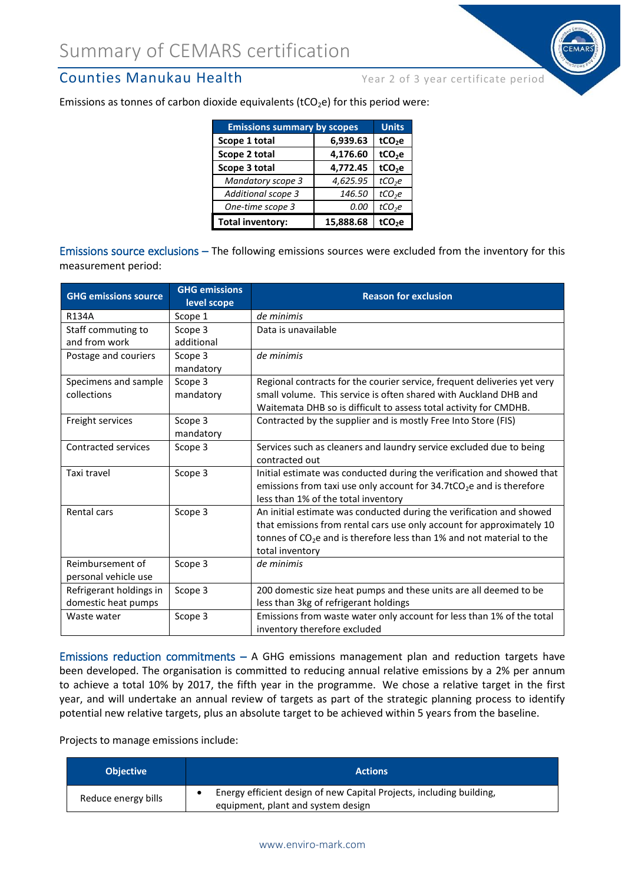# Summary of CEMARS certification

## Counties Manukau Health

Year 2 of 3 year certificate period

Emissions as tonnes of carbon dioxide equivalents ($tCO_2e$) for this period were:

| Emissions summary by scopes | | Units |
|---|---|---|
| **Scope 1 total** | **6,939.63** | **$tCO_2e$** |
| **Scope 2 total** | **4,176.60** | **$tCO_2e$** |
| **Scope 3 total** | **4,772.45** | **$tCO_2e$** |
| *Mandatory scope 3* | *4,625.95* | *$tCO_2e$* |
| *Additional scope 3* | *146.50* | *$tCO_2e$* |
| *One-time scope 3* | *0.00* | *$tCO_2e$* |
| **Total inventory:** | **15,888.68** | **$tCO_2e$** |

**Emissions source exclusions –** The following emissions sources were excluded from the inventory for this measurement period:

| GHG emissions source | GHG emissions level scope | Reason for exclusion |
|---|---|---|
| R134A | Scope 1 | *de minimis* |
| Staff commuting to and from work | Scope 3 additional | Data is unavailable |
| Postage and couriers | Scope 3 mandatory | *de minimis* |
| Specimens and sample collections | Scope 3 mandatory | Regional contracts for the courier service, frequent deliveries yet very small volume. This service is often shared with Auckland DHB and Waitemata DHB so is difficult to assess total activity for CMDHB. |
| Freight services | Scope 3 mandatory | Contracted by the supplier and is mostly Free Into Store (FIS) |
| Contracted services | Scope 3 | Services such as cleaners and laundry service excluded due to being contracted out |
| Taxi travel | Scope 3 | Initial estimate was conducted during the verification and showed that emissions from taxi use only account for $34.7tCO_2e$ and is therefore less than 1% of the total inventory |
| Rental cars | Scope 3 | An initial estimate was conducted during the verification and showed that emissions from rental cars use only account for approximately 10 tonnes of $CO_2e$ and is therefore less than 1% and not material to the total inventory |
| Reimbursement of personal vehicle use | Scope 3 | *de minimis* |
| Refrigerant holdings in domestic heat pumps | Scope 3 | 200 domestic size heat pumps and these units are all deemed to be less than 3kg of refrigerant holdings |
| Waste water | Scope 3 | Emissions from waste water only account for less than 1% of the total inventory therefore excluded |

**Emissions reduction commitments –** A GHG emissions management plan and reduction targets have been developed. The organisation is committed to reducing annual relative emissions by a 2% per annum to achieve a total 10% by 2017, the fifth year in the programme. We chose a relative target in the first year, and will undertake an annual review of targets as part of the strategic planning process to identify potential new relative targets, plus an absolute target to be achieved within 5 years from the baseline.

Projects to manage emissions include:

| Objective | Actions |
|---|---|
| Reduce energy bills | • Energy efficient design of new Capital Projects, including building, equipment, plant and system design |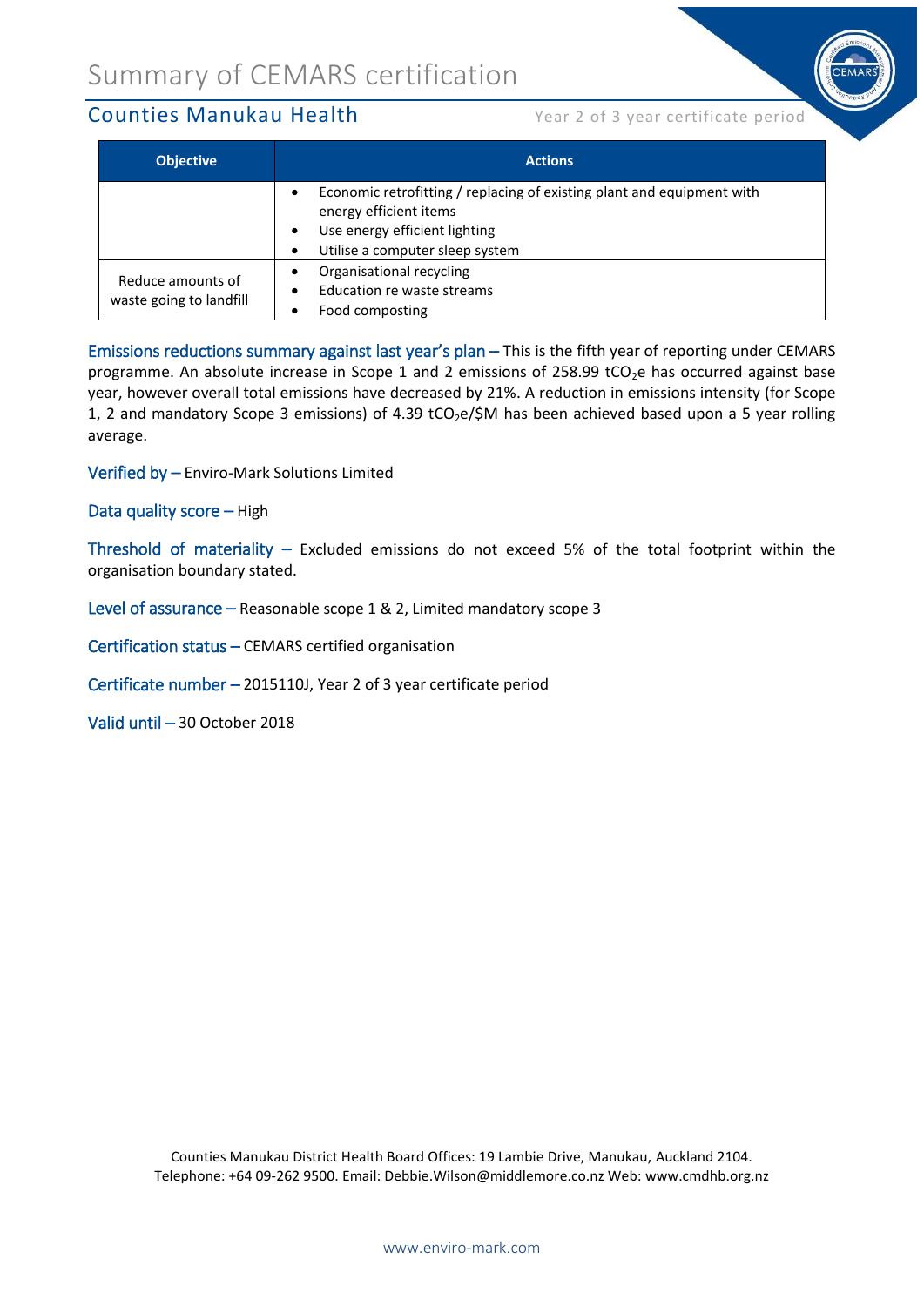# Summary of CEMARS certification

## Counties Manukau Health

Year 2 of 3 year certificate period

| Objective | Actions |
| --- | --- |
| | • Economic retrofitting / replacing of existing plant and equipment with energy efficient items<br>• Use energy efficient lighting<br>• Utilise a computer sleep system |
| Reduce amounts of waste going to landfill | • Organisational recycling<br>• Education re waste streams<br>• Food composting |

**Emissions reductions summary against last year's plan** – This is the fifth year of reporting under CEMARS programme. An absolute increase in Scope 1 and 2 emissions of 258.99 $tCO_2e$ has occurred against base year, however overall total emissions have decreased by 21%. A reduction in emissions intensity (for Scope 1, 2 and mandatory Scope 3 emissions) of 4.39 $tCO_2e$/$M has been achieved based upon a 5 year rolling average.

**Verified by** – Enviro-Mark Solutions Limited

**Data quality score** – High

**Threshold of materiality** – Excluded emissions do not exceed 5% of the total footprint within the organisation boundary stated.

**Level of assurance** – Reasonable scope 1 & 2, Limited mandatory scope 3

**Certification status** – CEMARS certified organisation

**Certificate number** – 2015110J, Year 2 of 3 year certificate period

**Valid until** – 30 October 2018

Counties Manukau District Health Board Offices: 19 Lambie Drive, Manukau, Auckland 2104.
Telephone: +64 09-262 9500. Email: Debbie.Wilson@middlemore.co.nz Web: www.cmdhb.org.nz